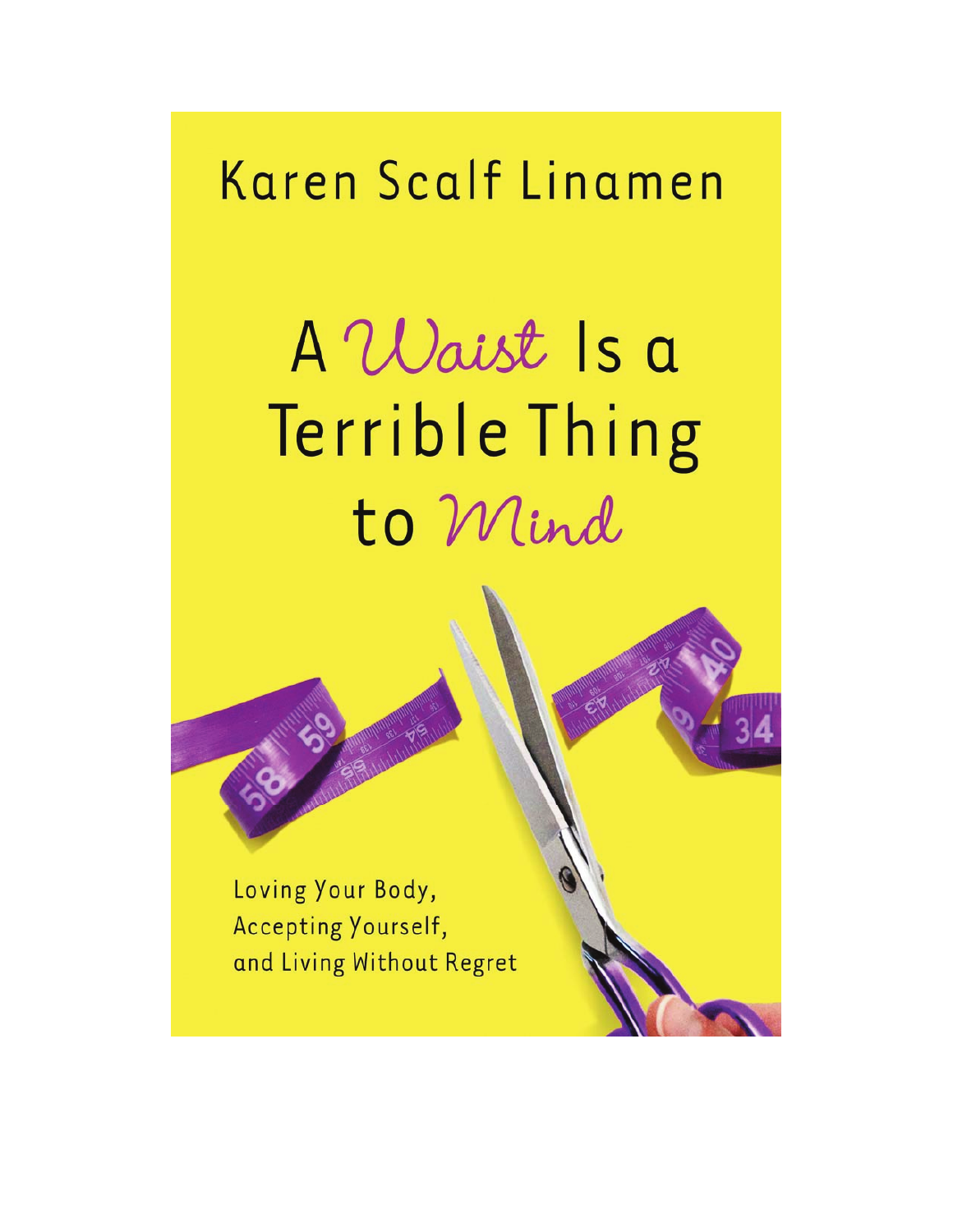Karen Scalf Linamen

# A Waist Is a Terrible Thing to Mind

Loving Your Body,
Accepting Yourself,
and Living Without Regret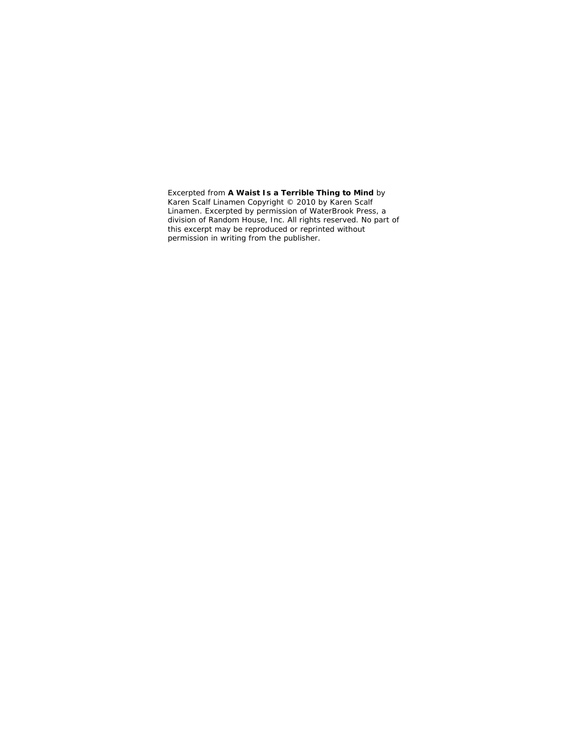Excerpted from **A Waist Is a Terrible Thing to Mind** by Karen Scalf Linamen Copyright © 2010 by Karen Scalf Linamen. Excerpted by permission of WaterBrook Press, a division of Random House, Inc. All rights reserved. No part of this excerpt may be reproduced or reprinted without permission in writing from the publisher.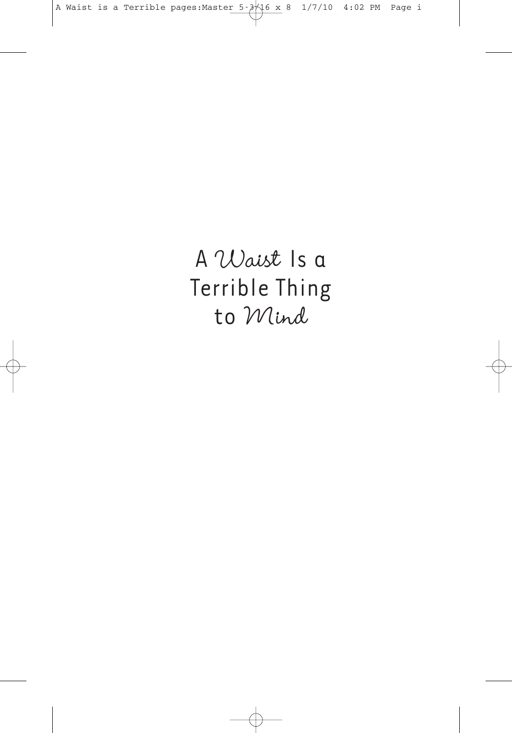# A *Waist* Is a Terrible Thing to *Mind*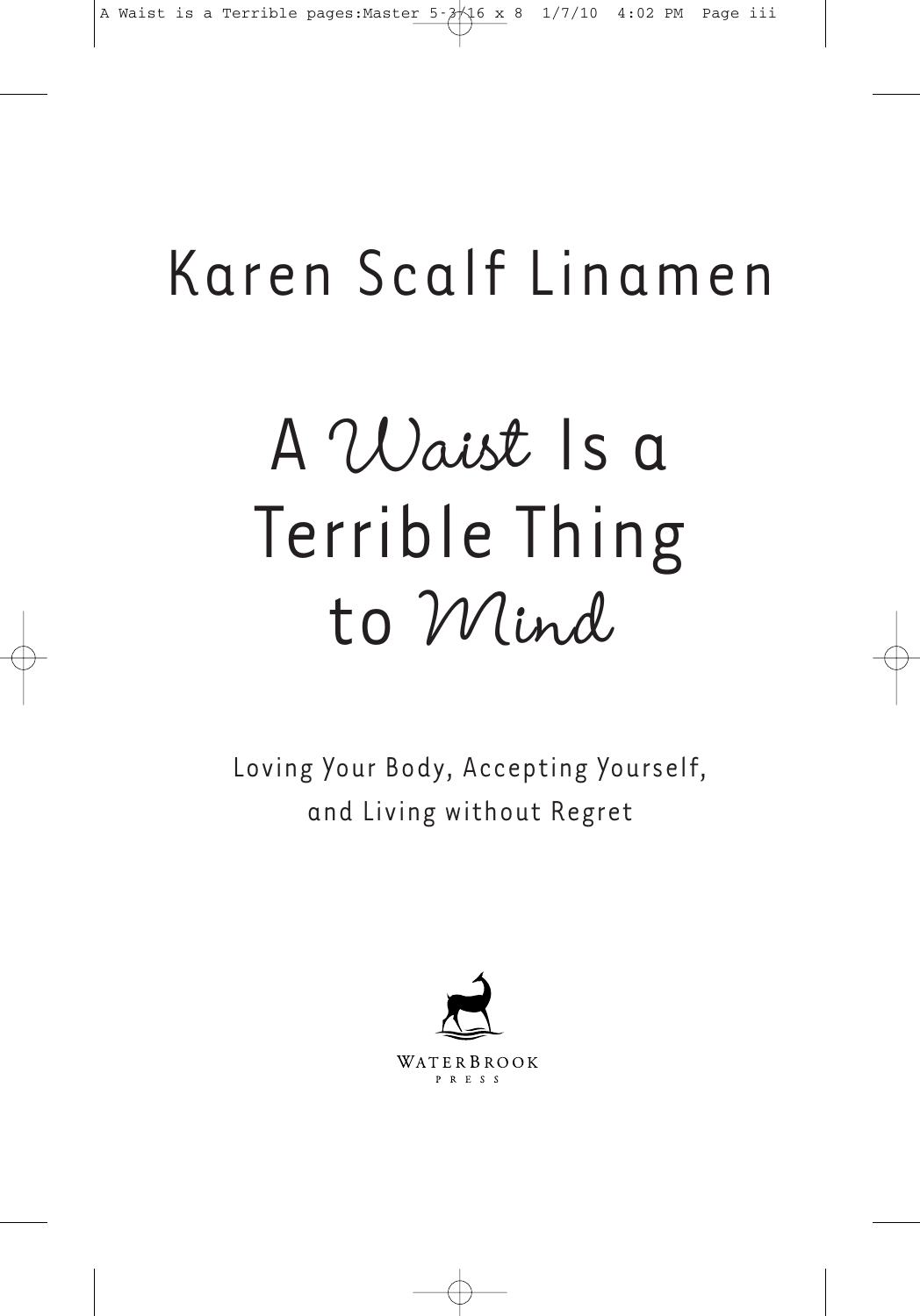Karen Scalf Linamen

# A *Waist* Is a Terrible Thing to *Mind*

Loving Your Body, Accepting Yourself, and Living without Regret

WATERBROOK
PRESS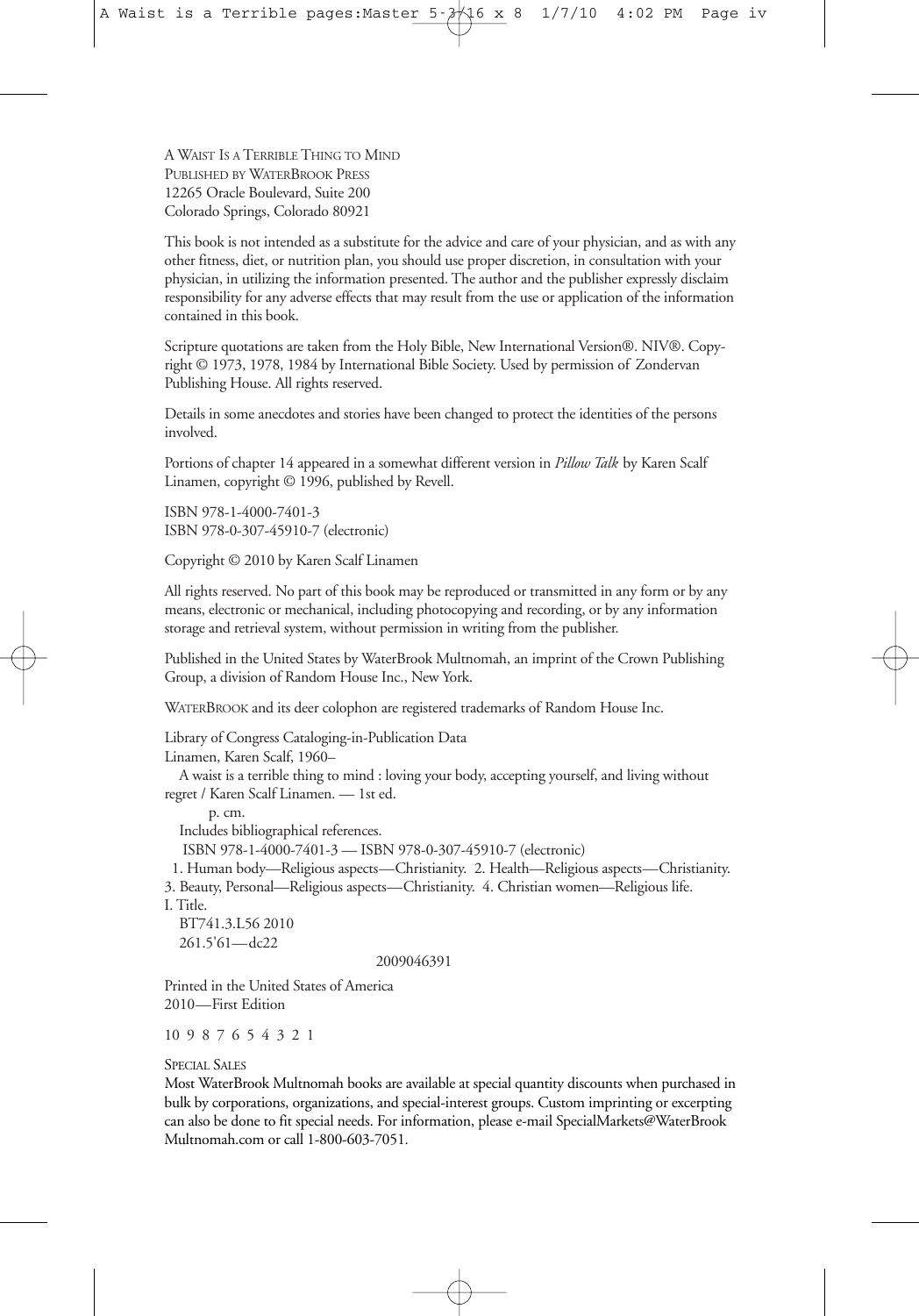A WAIST IS A TERRIBLE THING TO MIND
PUBLISHED BY WATERBROOK PRESS
12265 Oracle Boulevard, Suite 200
Colorado Springs, Colorado 80921

This book is not intended as a substitute for the advice and care of your physician, and as with any other fitness, diet, or nutrition plan, you should use proper discretion, in consultation with your physician, in utilizing the information presented. The author and the publisher expressly disclaim responsibility for any adverse effects that may result from the use or application of the information contained in this book.

Scripture quotations are taken from the Holy Bible, New International Version®. NIV®. Copyright © 1973, 1978, 1984 by International Bible Society. Used by permission of Zondervan Publishing House. All rights reserved.

Details in some anecdotes and stories have been changed to protect the identities of the persons involved.

Portions of chapter 14 appeared in a somewhat different version in *Pillow Talk* by Karen Scalf Linamen, copyright © 1996, published by Revell.

ISBN 978-1-4000-7401-3
ISBN 978-0-307-45910-7 (electronic)

Copyright © 2010 by Karen Scalf Linamen

All rights reserved. No part of this book may be reproduced or transmitted in any form or by any means, electronic or mechanical, including photocopying and recording, or by any information storage and retrieval system, without permission in writing from the publisher.

Published in the United States by WaterBrook Multnomah, an imprint of the Crown Publishing Group, a division of Random House Inc., New York.

WATERBROOK and its deer colophon are registered trademarks of Random House Inc.

Library of Congress Cataloging-in-Publication Data
Linamen, Karen Scalf, 1960–
A waist is a terrible thing to mind : loving your body, accepting yourself, and living without regret / Karen Scalf Linamen. — 1st ed.
p. cm.
Includes bibliographical references.
ISBN 978-1-4000-7401-3 — ISBN 978-0-307-45910-7 (electronic)
1. Human body—Religious aspects—Christianity. 2. Health—Religious aspects—Christianity. 3. Beauty, Personal—Religious aspects—Christianity. 4. Christian women—Religious life. I. Title.
BT741.3.L56 2010
261.5'61—dc22

2009046391

Printed in the United States of America
2010—First Edition

10 9 8 7 6 5 4 3 2 1

SPECIAL SALES
Most WaterBrook Multnomah books are available at special quantity discounts when purchased in bulk by corporations, organizations, and special-interest groups. Custom imprinting or excerpting can also be done to fit special needs. For information, please e-mail SpecialMarkets@WaterBrookMultnomah.com or call 1-800-603-7051.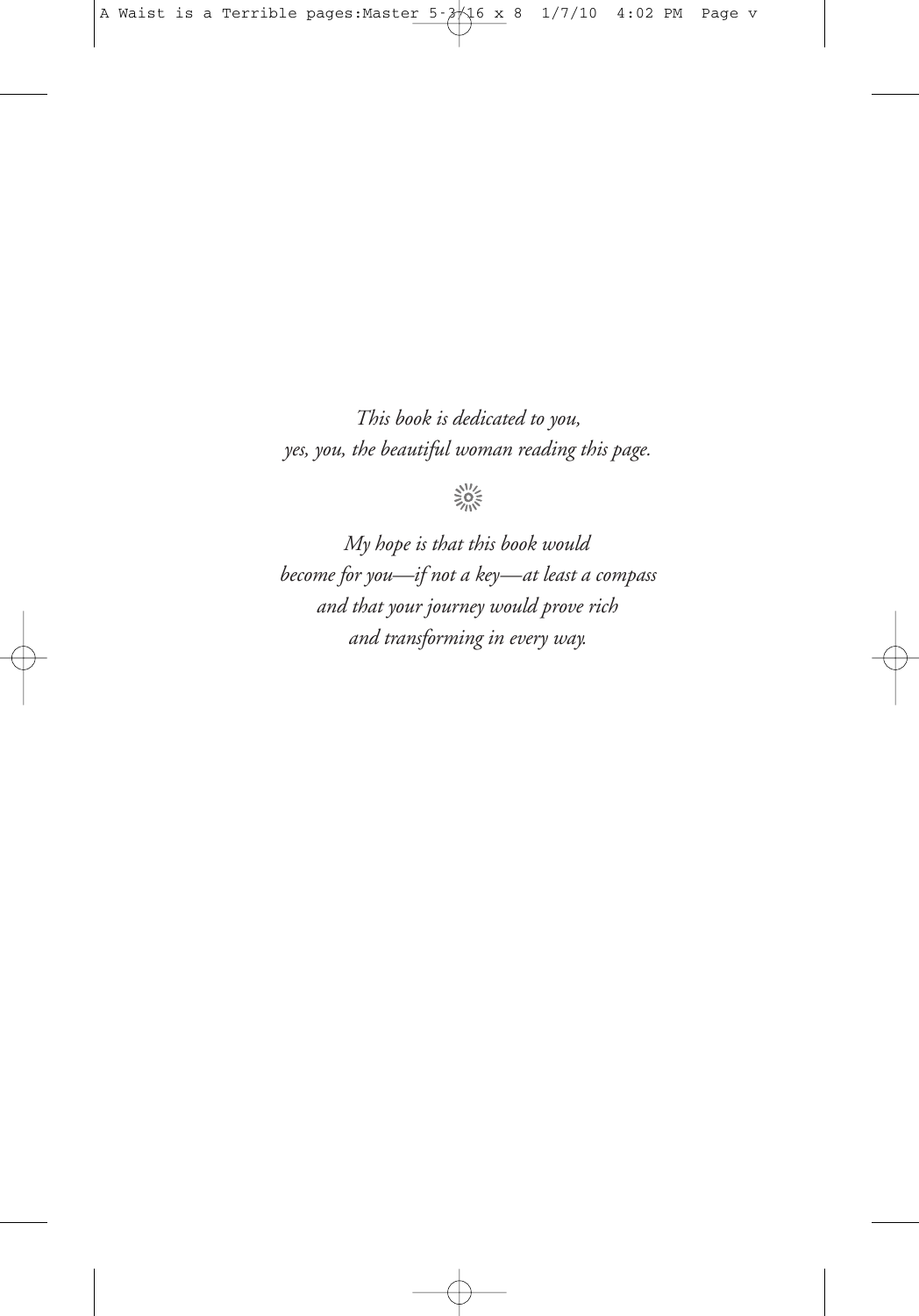*This book is dedicated to you,*
*yes, you, the beautiful woman reading this page.*

*My hope is that this book would*
*become for you—if not a key—at least a compass*
*and that your journey would prove rich*
*and transforming in every way.*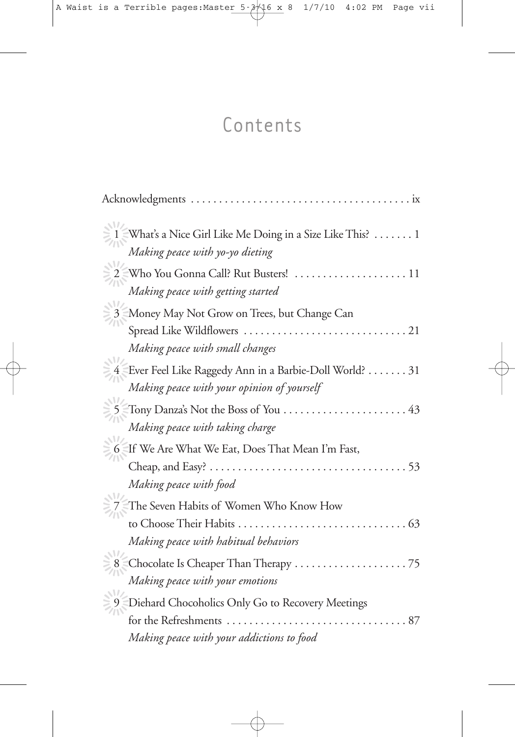# Contents

Acknowledgments . . . . . . . . . . . . . . . . . . . . . . . . . . . . . . . . . . . . . . ix

1 What's a Nice Girl Like Me Doing in a Size Like This? . . . . . . . 1
*Making peace with yo-yo dieting*

2 Who You Gonna Call? Rut Busters! . . . . . . . . . . . . . . . . . . . . 11
*Making peace with getting started*

3 Money May Not Grow on Trees, but Change Can Spread Like Wildflowers . . . . . . . . . . . . . . . . . . . . . . . . . . . . . 21
*Making peace with small changes*

4 Ever Feel Like Raggedy Ann in a Barbie-Doll World? . . . . . . . 31
*Making peace with your opinion of yourself*

5 Tony Danza's Not the Boss of You . . . . . . . . . . . . . . . . . . . . . . 43
*Making peace with taking charge*

6 If We Are What We Eat, Does That Mean I'm Fast, Cheap, and Easy? . . . . . . . . . . . . . . . . . . . . . . . . . . . . . . . . . . . 53
*Making peace with food*

7 The Seven Habits of Women Who Know How to Choose Their Habits . . . . . . . . . . . . . . . . . . . . . . . . . . . . . . 63
*Making peace with habitual behaviors*

8 Chocolate Is Cheaper Than Therapy . . . . . . . . . . . . . . . . . . . . 75
*Making peace with your emotions*

9 Diehard Chocoholics Only Go to Recovery Meetings for the Refreshments . . . . . . . . . . . . . . . . . . . . . . . . . . . . . . . . 87
*Making peace with your addictions to food*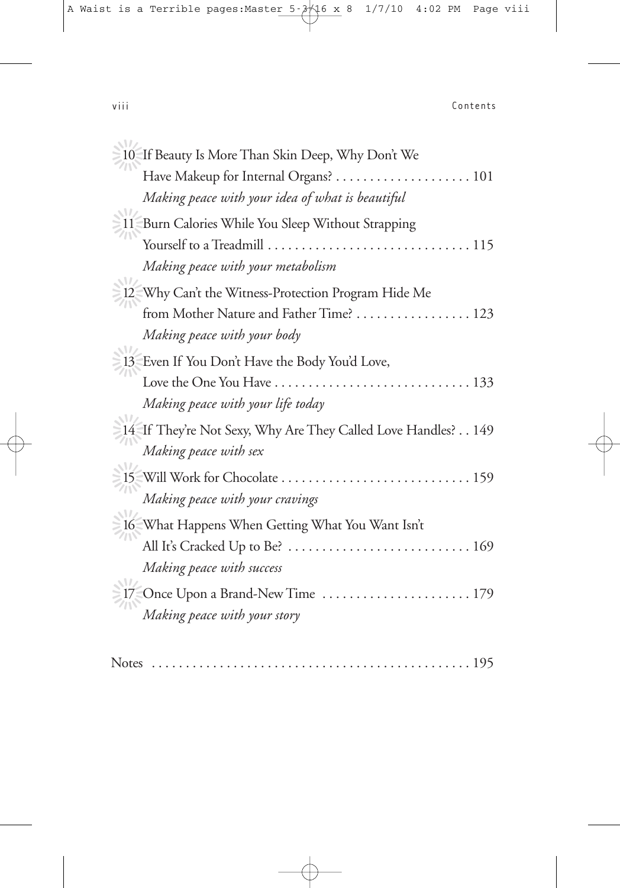10 If Beauty Is More Than Skin Deep, Why Don't We Have Makeup for Internal Organs? . . . . . . . . . . . . . . . . . . . . 101
*Making peace with your idea of what is beautiful*

11 Burn Calories While You Sleep Without Strapping Yourself to a Treadmill . . . . . . . . . . . . . . . . . . . . . . . . . . . . . . 115
*Making peace with your metabolism*

12 Why Can't the Witness-Protection Program Hide Me from Mother Nature and Father Time? . . . . . . . . . . . . . . . . . 123
*Making peace with your body*

13 Even If You Don't Have the Body You'd Love, Love the One You Have . . . . . . . . . . . . . . . . . . . . . . . . . . . . . 133
*Making peace with your life today*

14 If They're Not Sexy, Why Are They Called Love Handles? . . 149
*Making peace with sex*

15 Will Work for Chocolate . . . . . . . . . . . . . . . . . . . . . . . . . . . . 159
*Making peace with your cravings*

16 What Happens When Getting What You Want Isn't All It's Cracked Up to Be? . . . . . . . . . . . . . . . . . . . . . . . . . . . 169
*Making peace with success*

17 Once Upon a Brand-New Time . . . . . . . . . . . . . . . . . . . . . . 179
*Making peace with your story*

Notes . . . . . . . . . . . . . . . . . . . . . . . . . . . . . . . . . . . . . . . . . . . . . . . 195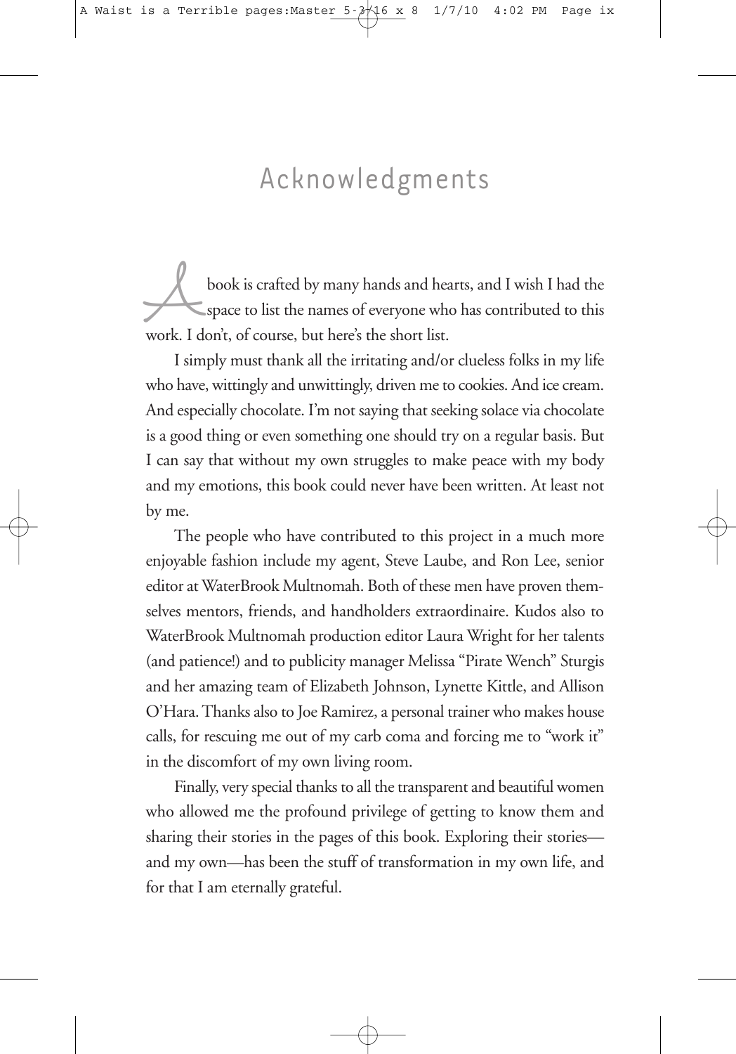# Acknowledgments

A book is crafted by many hands and hearts, and I wish I had the space to list the names of everyone who has contributed to this work. I don't, of course, but here's the short list.

I simply must thank all the irritating and/or clueless folks in my life who have, wittingly and unwittingly, driven me to cookies. And ice cream. And especially chocolate. I'm not saying that seeking solace via chocolate is a good thing or even something one should try on a regular basis. But I can say that without my own struggles to make peace with my body and my emotions, this book could never have been written. At least not by me.

The people who have contributed to this project in a much more enjoyable fashion include my agent, Steve Laube, and Ron Lee, senior editor at WaterBrook Multnomah. Both of these men have proven themselves mentors, friends, and handholders extraordinaire. Kudos also to WaterBrook Multnomah production editor Laura Wright for her talents (and patience!) and to publicity manager Melissa "Pirate Wench" Sturgis and her amazing team of Elizabeth Johnson, Lynette Kittle, and Allison O'Hara. Thanks also to Joe Ramirez, a personal trainer who makes house calls, for rescuing me out of my carb coma and forcing me to "work it" in the discomfort of my own living room.

Finally, very special thanks to all the transparent and beautiful women who allowed me the profound privilege of getting to know them and sharing their stories in the pages of this book. Exploring their stories—and my own—has been the stuff of transformation in my own life, and for that I am eternally grateful.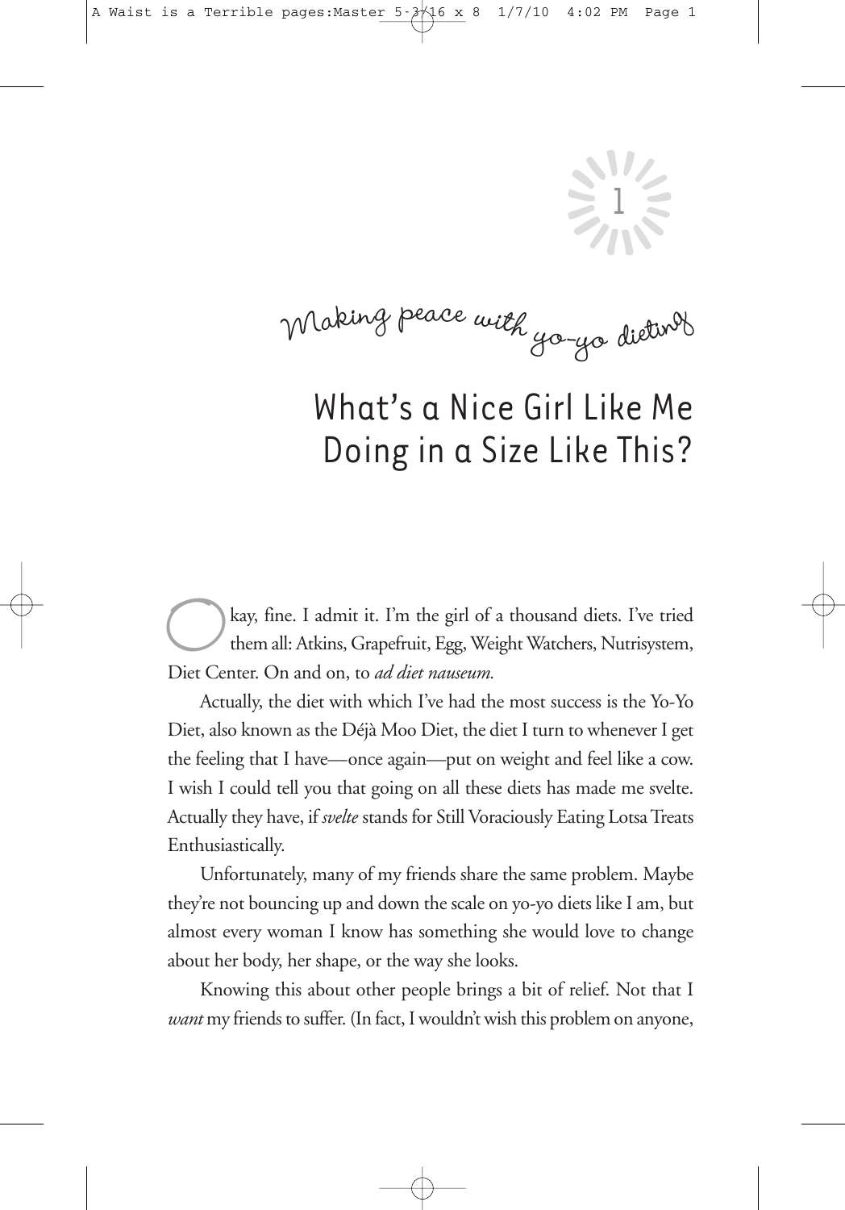# 1

## Making peace with yo-yo dieting

# What's a Nice Girl Like Me Doing in a Size Like This?

Okay, fine. I admit it. I'm the girl of a thousand diets. I've tried them all: Atkins, Grapefruit, Egg, Weight Watchers, Nutrisystem, Diet Center. On and on, to *ad diet nauseum.*

Actually, the diet with which I've had the most success is the Yo-Yo Diet, also known as the Déjà Moo Diet, the diet I turn to whenever I get the feeling that I have—once again—put on weight and feel like a cow. I wish I could tell you that going on all these diets has made me svelte. Actually they have, if *svelte* stands for Still Voraciously Eating Lotsa Treats Enthusiastically.

Unfortunately, many of my friends share the same problem. Maybe they're not bouncing up and down the scale on yo-yo diets like I am, but almost every woman I know has something she would love to change about her body, her shape, or the way she looks.

Knowing this about other people brings a bit of relief. Not that I *want* my friends to suffer. (In fact, I wouldn't wish this problem on anyone,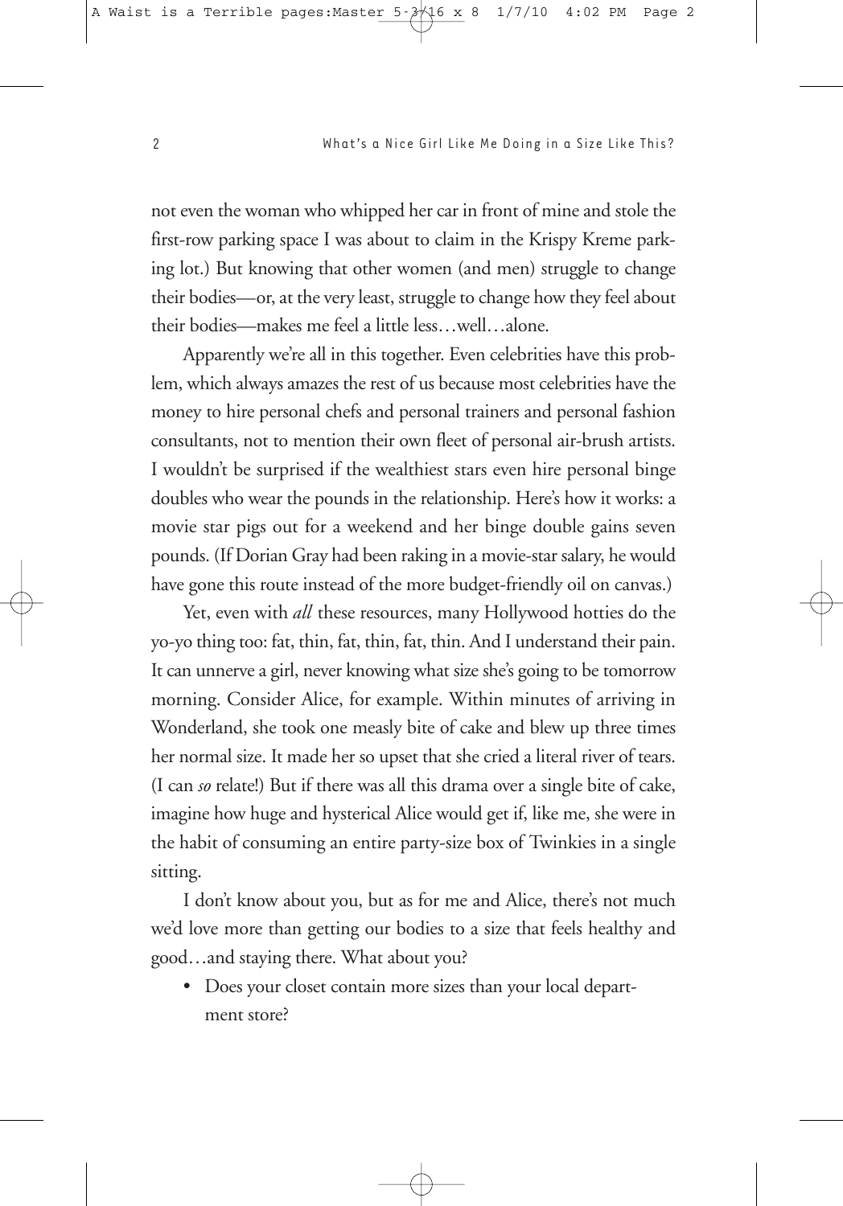not even the woman who whipped her car in front of mine and stole the first-row parking space I was about to claim in the Krispy Kreme parking lot.) But knowing that other women (and men) struggle to change their bodies—or, at the very least, struggle to change how they feel about their bodies—makes me feel a little less…well…alone.

Apparently we're all in this together. Even celebrities have this problem, which always amazes the rest of us because most celebrities have the money to hire personal chefs and personal trainers and personal fashion consultants, not to mention their own fleet of personal air-brush artists. I wouldn't be surprised if the wealthiest stars even hire personal binge doubles who wear the pounds in the relationship. Here's how it works: a movie star pigs out for a weekend and her binge double gains seven pounds. (If Dorian Gray had been raking in a movie-star salary, he would have gone this route instead of the more budget-friendly oil on canvas.)

Yet, even with *all* these resources, many Hollywood hotties do the yo-yo thing too: fat, thin, fat, thin, fat, thin. And I understand their pain. It can unnerve a girl, never knowing what size she's going to be tomorrow morning. Consider Alice, for example. Within minutes of arriving in Wonderland, she took one measly bite of cake and blew up three times her normal size. It made her so upset that she cried a literal river of tears. (I can *so* relate!) But if there was all this drama over a single bite of cake, imagine how huge and hysterical Alice would get if, like me, she were in the habit of consuming an entire party-size box of Twinkies in a single sitting.

I don't know about you, but as for me and Alice, there's not much we'd love more than getting our bodies to a size that feels healthy and good…and staying there. What about you?

- Does your closet contain more sizes than your local department store?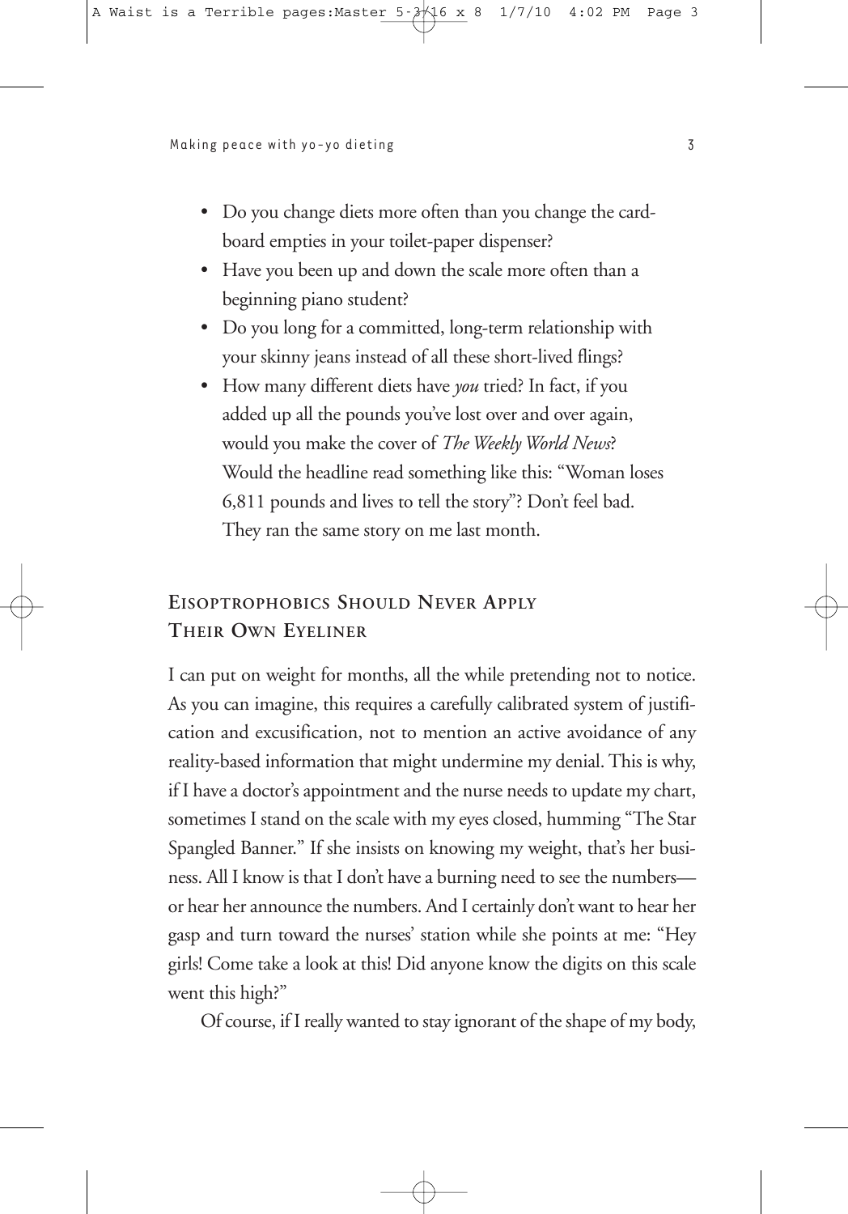- Do you change diets more often than you change the cardboard empties in your toilet-paper dispenser?
- Have you been up and down the scale more often than a beginning piano student?
- Do you long for a committed, long-term relationship with your skinny jeans instead of all these short-lived flings?
- How many different diets have *you* tried? In fact, if you added up all the pounds you've lost over and over again, would you make the cover of *The Weekly World News*? Would the headline read something like this: "Woman loses 6,811 pounds and lives to tell the story"? Don't feel bad. They ran the same story on me last month.

## Eisoptrophobics Should Never Apply Their Own Eyeliner

I can put on weight for months, all the while pretending not to notice. As you can imagine, this requires a carefully calibrated system of justification and excusification, not to mention an active avoidance of any reality-based information that might undermine my denial. This is why, if I have a doctor's appointment and the nurse needs to update my chart, sometimes I stand on the scale with my eyes closed, humming "The Star Spangled Banner." If she insists on knowing my weight, that's her business. All I know is that I don't have a burning need to see the numbers—or hear her announce the numbers. And I certainly don't want to hear her gasp and turn toward the nurses' station while she points at me: "Hey girls! Come take a look at this! Did anyone know the digits on this scale went this high?"

Of course, if I really wanted to stay ignorant of the shape of my body,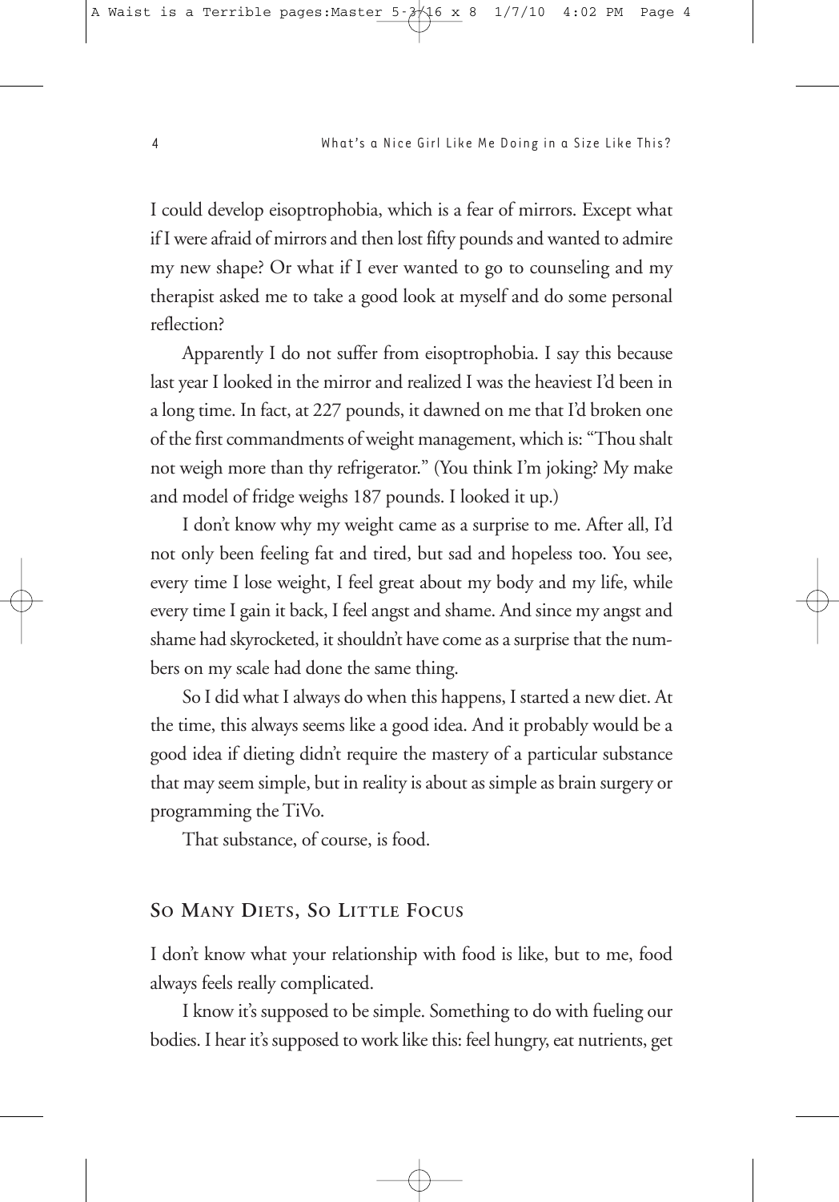I could develop eisoptrophobia, which is a fear of mirrors. Except what if I were afraid of mirrors and then lost fifty pounds and wanted to admire my new shape? Or what if I ever wanted to go to counseling and my therapist asked me to take a good look at myself and do some personal reflection?

Apparently I do not suffer from eisoptrophobia. I say this because last year I looked in the mirror and realized I was the heaviest I'd been in a long time. In fact, at 227 pounds, it dawned on me that I'd broken one of the first commandments of weight management, which is: "Thou shalt not weigh more than thy refrigerator." (You think I'm joking? My make and model of fridge weighs 187 pounds. I looked it up.)

I don't know why my weight came as a surprise to me. After all, I'd not only been feeling fat and tired, but sad and hopeless too. You see, every time I lose weight, I feel great about my body and my life, while every time I gain it back, I feel angst and shame. And since my angst and shame had skyrocketed, it shouldn't have come as a surprise that the numbers on my scale had done the same thing.

So I did what I always do when this happens, I started a new diet. At the time, this always seems like a good idea. And it probably would be a good idea if dieting didn't require the mastery of a particular substance that may seem simple, but in reality is about as simple as brain surgery or programming the TiVo.

That substance, of course, is food.

## So Many Diets, So Little Focus

I don't know what your relationship with food is like, but to me, food always feels really complicated.

I know it's supposed to be simple. Something to do with fueling our bodies. I hear it's supposed to work like this: feel hungry, eat nutrients, get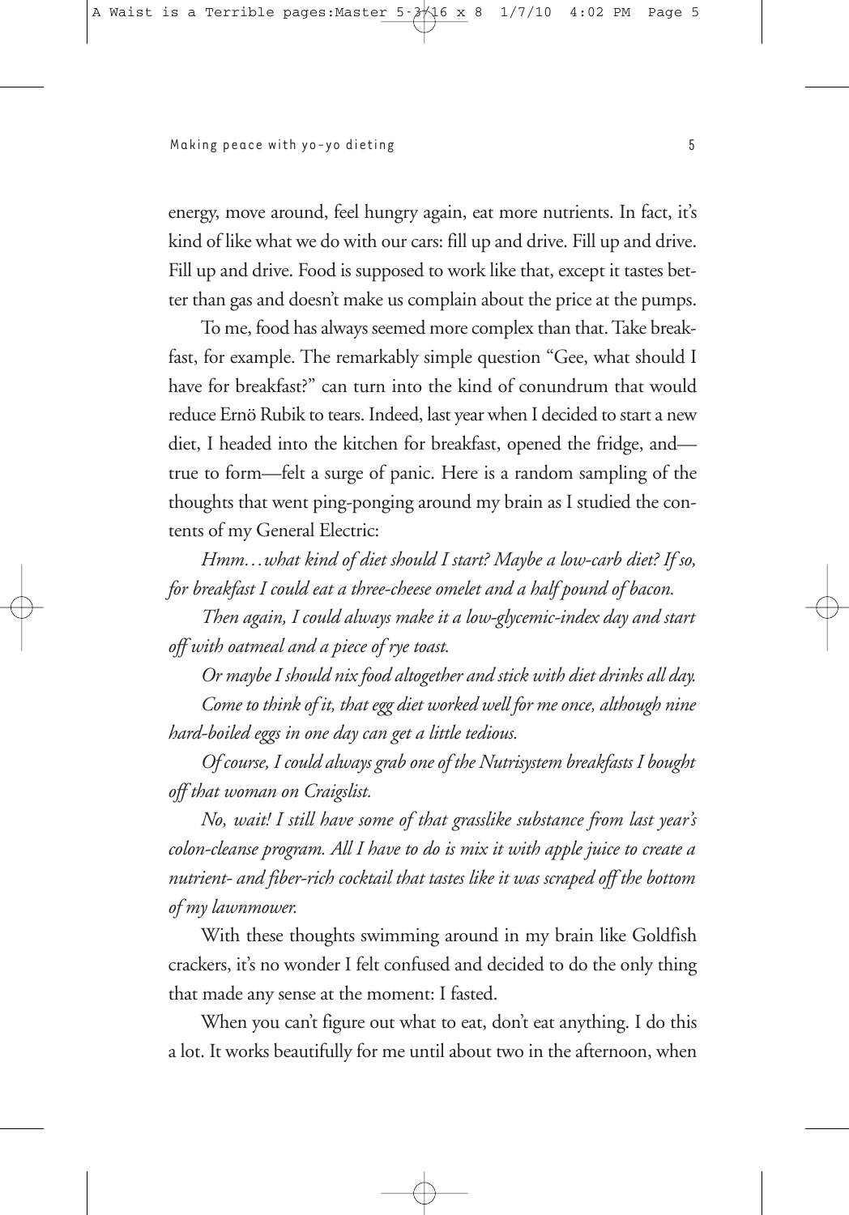energy, move around, feel hungry again, eat more nutrients. In fact, it's kind of like what we do with our cars: fill up and drive. Fill up and drive. Fill up and drive. Food is supposed to work like that, except it tastes better than gas and doesn't make us complain about the price at the pumps.

To me, food has always seemed more complex than that. Take breakfast, for example. The remarkably simple question "Gee, what should I have for breakfast?" can turn into the kind of conundrum that would reduce Ernö Rubik to tears. Indeed, last year when I decided to start a new diet, I headed into the kitchen for breakfast, opened the fridge, and—true to form—felt a surge of panic. Here is a random sampling of the thoughts that went ping-ponging around my brain as I studied the contents of my General Electric:

*Hmm…what kind of diet should I start? Maybe a low-carb diet? If so, for breakfast I could eat a three-cheese omelet and a half pound of bacon.*

*Then again, I could always make it a low-glycemic-index day and start off with oatmeal and a piece of rye toast.*

*Or maybe I should nix food altogether and stick with diet drinks all day.*

*Come to think of it, that egg diet worked well for me once, although nine hard-boiled eggs in one day can get a little tedious.*

*Of course, I could always grab one of the Nutrisystem breakfasts I bought off that woman on Craigslist.*

*No, wait! I still have some of that grasslike substance from last year's colon-cleanse program. All I have to do is mix it with apple juice to create a nutrient- and fiber-rich cocktail that tastes like it was scraped off the bottom of my lawnmower.*

With these thoughts swimming around in my brain like Goldfish crackers, it's no wonder I felt confused and decided to do the only thing that made any sense at the moment: I fasted.

When you can't figure out what to eat, don't eat anything. I do this a lot. It works beautifully for me until about two in the afternoon, when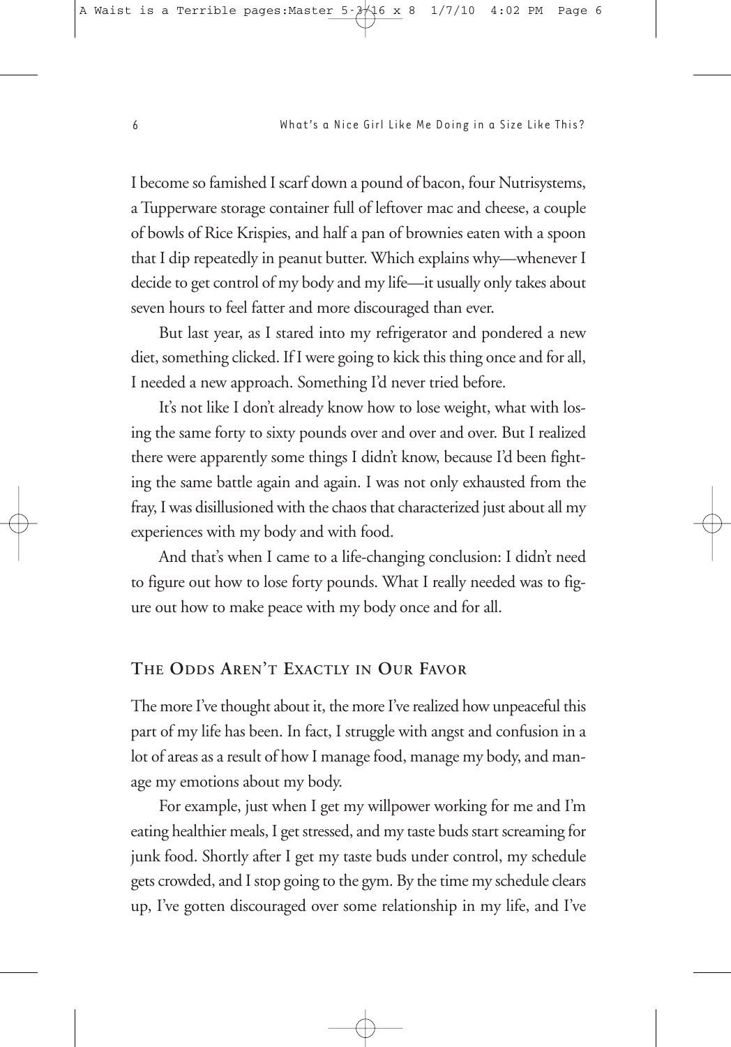I become so famished I scarf down a pound of bacon, four Nutrisystems, a Tupperware storage container full of leftover mac and cheese, a couple of bowls of Rice Krispies, and half a pan of brownies eaten with a spoon that I dip repeatedly in peanut butter. Which explains why—whenever I decide to get control of my body and my life—it usually only takes about seven hours to feel fatter and more discouraged than ever.

But last year, as I stared into my refrigerator and pondered a new diet, something clicked. If I were going to kick this thing once and for all, I needed a new approach. Something I'd never tried before.

It's not like I don't already know how to lose weight, what with losing the same forty to sixty pounds over and over and over. But I realized there were apparently some things I didn't know, because I'd been fighting the same battle again and again. I was not only exhausted from the fray, I was disillusioned with the chaos that characterized just about all my experiences with my body and with food.

And that's when I came to a life-changing conclusion: I didn't need to figure out how to lose forty pounds. What I really needed was to figure out how to make peace with my body once and for all.

## The Odds Aren't Exactly in Our Favor

The more I've thought about it, the more I've realized how unpeaceful this part of my life has been. In fact, I struggle with angst and confusion in a lot of areas as a result of how I manage food, manage my body, and manage my emotions about my body.

For example, just when I get my willpower working for me and I'm eating healthier meals, I get stressed, and my taste buds start screaming for junk food. Shortly after I get my taste buds under control, my schedule gets crowded, and I stop going to the gym. By the time my schedule clears up, I've gotten discouraged over some relationship in my life, and I've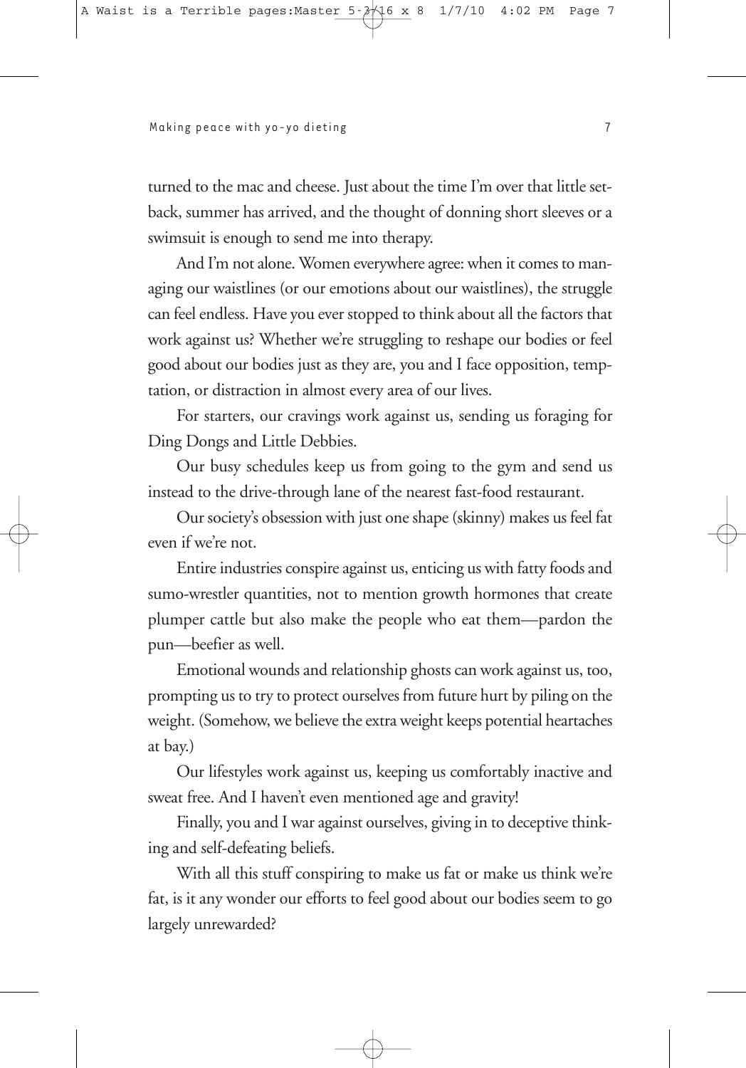turned to the mac and cheese. Just about the time I'm over that little setback, summer has arrived, and the thought of donning short sleeves or a swimsuit is enough to send me into therapy.

And I'm not alone. Women everywhere agree: when it comes to managing our waistlines (or our emotions about our waistlines), the struggle can feel endless. Have you ever stopped to think about all the factors that work against us? Whether we're struggling to reshape our bodies or feel good about our bodies just as they are, you and I face opposition, temptation, or distraction in almost every area of our lives.

For starters, our cravings work against us, sending us foraging for Ding Dongs and Little Debbies.

Our busy schedules keep us from going to the gym and send us instead to the drive-through lane of the nearest fast-food restaurant.

Our society's obsession with just one shape (skinny) makes us feel fat even if we're not.

Entire industries conspire against us, enticing us with fatty foods and sumo-wrestler quantities, not to mention growth hormones that create plumper cattle but also make the people who eat them—pardon the pun—beefier as well.

Emotional wounds and relationship ghosts can work against us, too, prompting us to try to protect ourselves from future hurt by piling on the weight. (Somehow, we believe the extra weight keeps potential heartaches at bay.)

Our lifestyles work against us, keeping us comfortably inactive and sweat free. And I haven't even mentioned age and gravity!

Finally, you and I war against ourselves, giving in to deceptive thinking and self-defeating beliefs.

With all this stuff conspiring to make us fat or make us think we're fat, is it any wonder our efforts to feel good about our bodies seem to go largely unrewarded?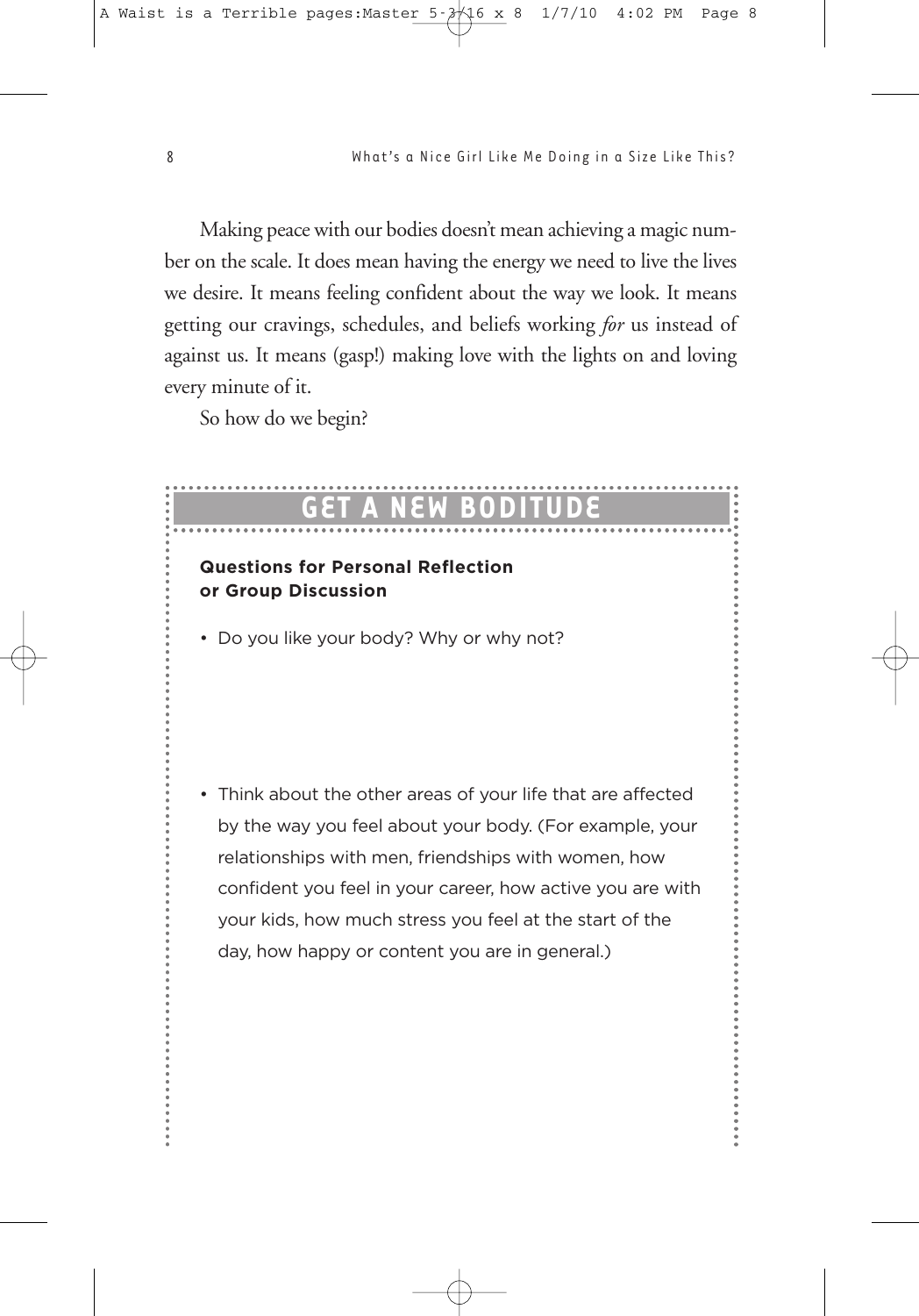Making peace with our bodies doesn't mean achieving a magic number on the scale. It does mean having the energy we need to live the lives we desire. It means feeling confident about the way we look. It means getting our cravings, schedules, and beliefs working *for* us instead of against us. It means (gasp!) making love with the lights on and loving every minute of it.

So how do we begin?

## GET A NEW BODITUDE

**Questions for Personal Reflection or Group Discussion**

- Do you like your body? Why or why not?

- Think about the other areas of your life that are affected by the way you feel about your body. (For example, your relationships with men, friendships with women, how confident you feel in your career, how active you are with your kids, how much stress you feel at the start of the day, how happy or content you are in general.)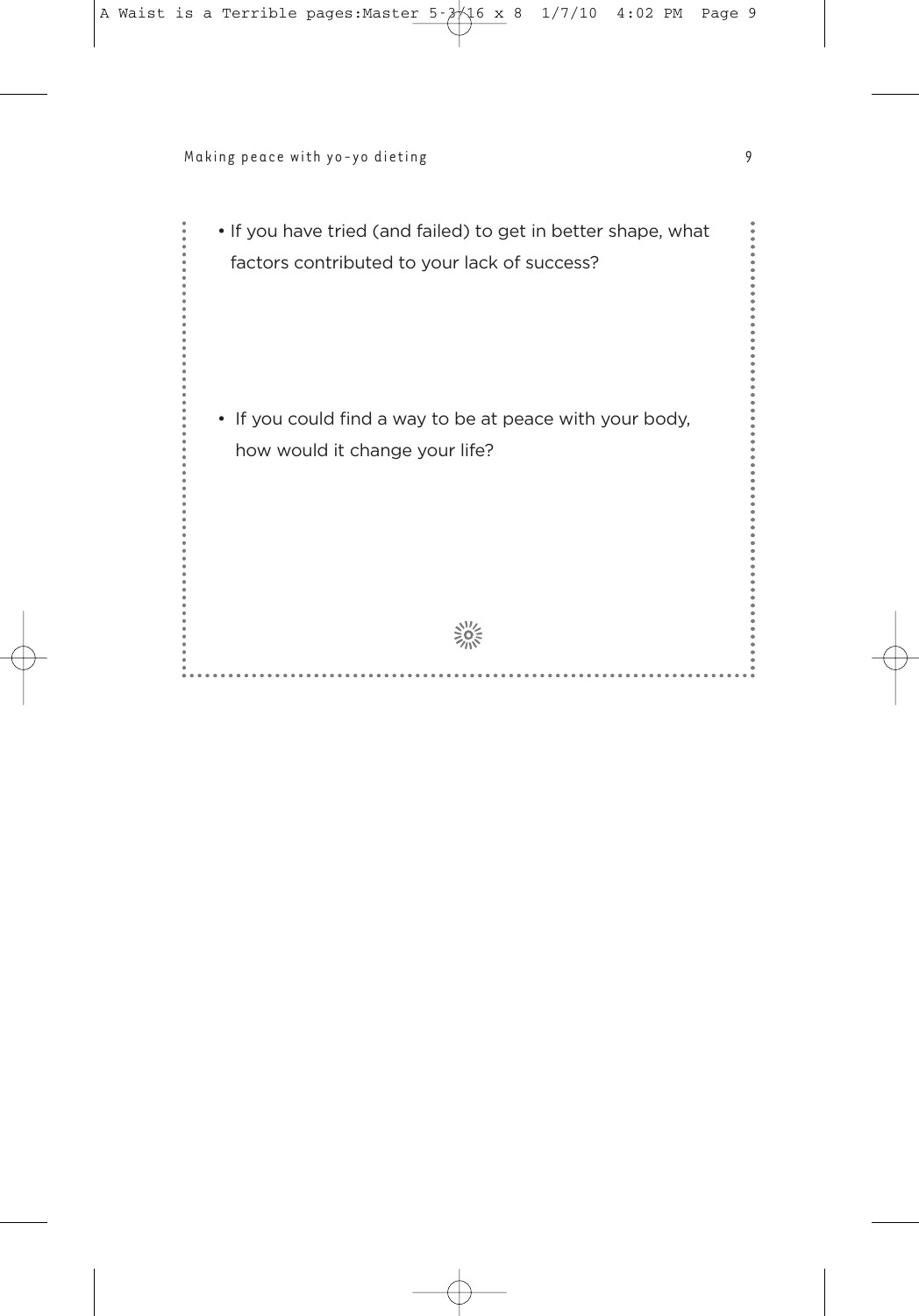- If you have tried (and failed) to get in better shape, what factors contributed to your lack of success?

- If you could find a way to be at peace with your body, how would it change your life?